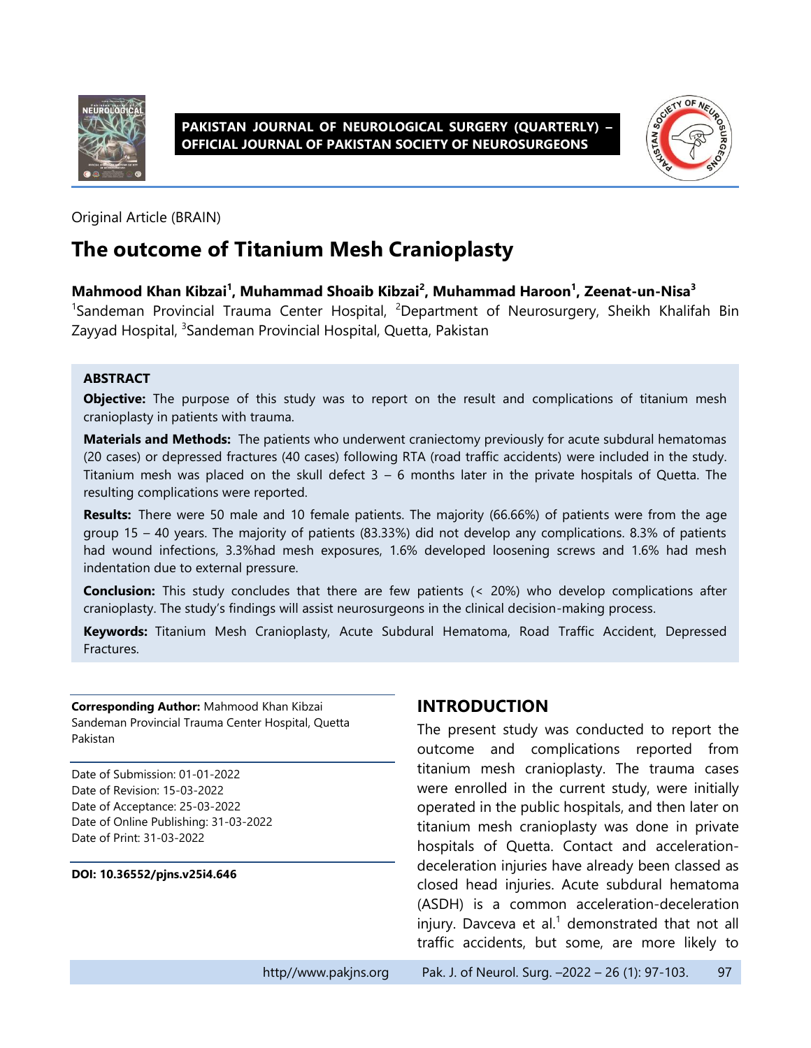PAKISTAN JOURNAL OF NEUROLOGICAL SURGERY (QUARTERLY) – OFFICIAL JOURNAL OF PAKISTAN SOCIETY OF NEUROSURGEONS

Original Article (BRAIN)

# The outcome of Titanium Mesh Cranioplasty

**Mahmood Khan Kibzai[1], Muhammad Shoaib Kibzai[2], Muhammad Haroon[1], Zeenat-un-Nisa[3]**

[1]Sandeman Provincial Trauma Center Hospital, [2]Department of Neurosurgery, Sheikh Khalifah Bin Zayyad Hospital, [3]Sandeman Provincial Hospital, Quetta, Pakistan

## ABSTRACT

**Objective:** The purpose of this study was to report on the result and complications of titanium mesh cranioplasty in patients with trauma.

**Materials and Methods:** The patients who underwent craniectomy previously for acute subdural hematomas (20 cases) or depressed fractures (40 cases) following RTA (road traffic accidents) were included in the study. Titanium mesh was placed on the skull defect 3 – 6 months later in the private hospitals of Quetta. The resulting complications were reported.

**Results:** There were 50 male and 10 female patients. The majority (66.66%) of patients were from the age group 15 – 40 years. The majority of patients (83.33%) did not develop any complications. 8.3% of patients had wound infections, 3.3%had mesh exposures, 1.6% developed loosening screws and 1.6% had mesh indentation due to external pressure.

**Conclusion:** This study concludes that there are few patients (< 20%) who develop complications after cranioplasty. The study's findings will assist neurosurgeons in the clinical decision-making process.

**Keywords:** Titanium Mesh Cranioplasty, Acute Subdural Hematoma, Road Traffic Accident, Depressed Fractures.

**Corresponding Author:** Mahmood Khan Kibzai
Sandeman Provincial Trauma Center Hospital, Quetta
Pakistan

Date of Submission: 01-01-2022
Date of Revision: 15-03-2022
Date of Acceptance: 25-03-2022
Date of Online Publishing: 31-03-2022
Date of Print: 31-03-2022

**DOI: 10.36552/pjns.v25i4.646**

## INTRODUCTION

The present study was conducted to report the outcome and complications reported from titanium mesh cranioplasty. The trauma cases were enrolled in the current study, were initially operated in the public hospitals, and then later on titanium mesh cranioplasty was done in private hospitals of Quetta. Contact and acceleration-deceleration injuries have already been classed as closed head injuries. Acute subdural hematoma (ASDH) is a common acceleration-deceleration injury. Davceva et al.[1] demonstrated that not all traffic accidents, but some, are more likely to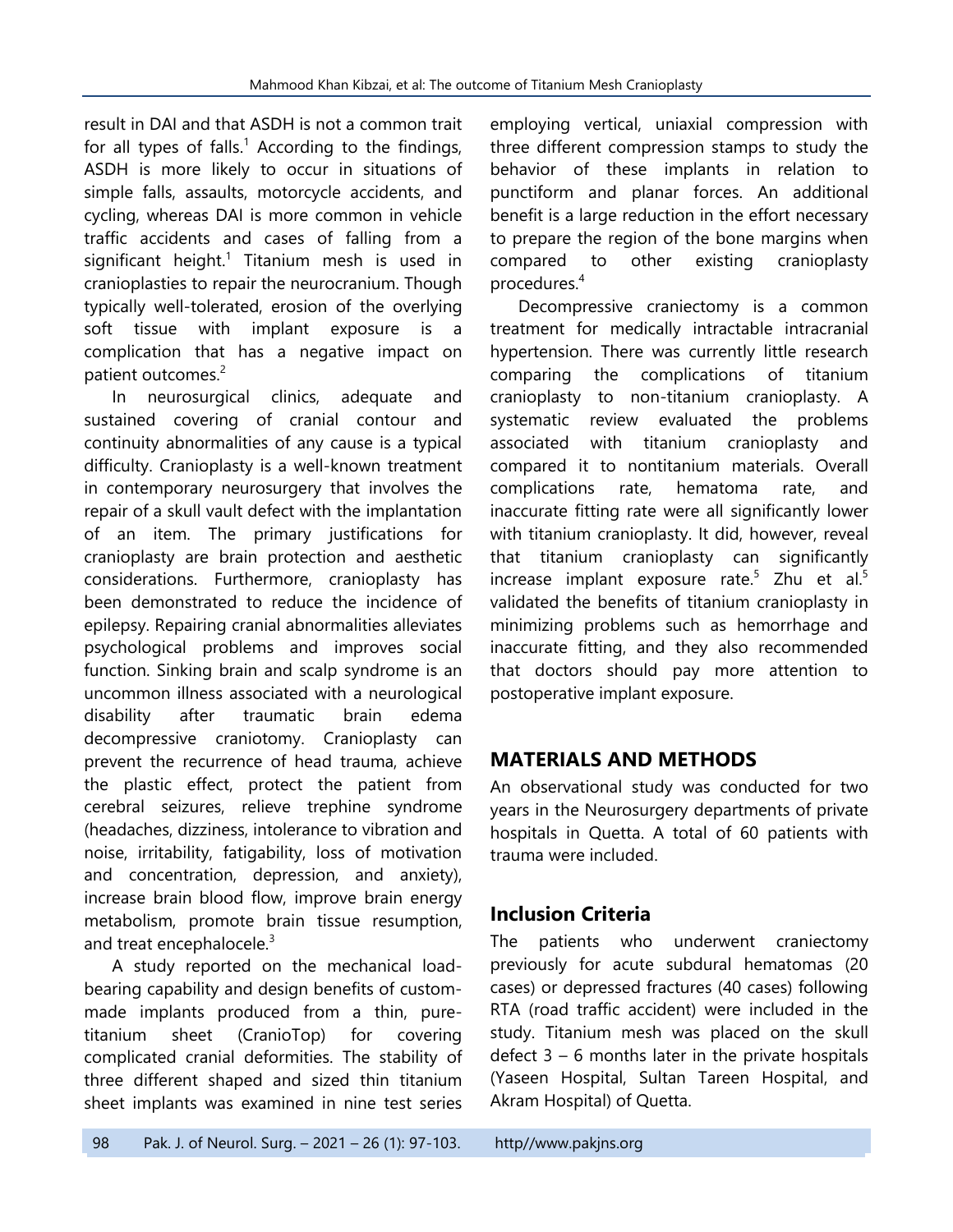result in DAI and that ASDH is not a common trait for all types of falls.[1] According to the findings, ASDH is more likely to occur in situations of simple falls, assaults, motorcycle accidents, and cycling, whereas DAI is more common in vehicle traffic accidents and cases of falling from a significant height.[1] Titanium mesh is used in cranioplasties to repair the neurocranium. Though typically well-tolerated, erosion of the overlying soft tissue with implant exposure is a complication that has a negative impact on patient outcomes.[2]

In neurosurgical clinics, adequate and sustained covering of cranial contour and continuity abnormalities of any cause is a typical difficulty. Cranioplasty is a well-known treatment in contemporary neurosurgery that involves the repair of a skull vault defect with the implantation of an item. The primary justifications for cranioplasty are brain protection and aesthetic considerations. Furthermore, cranioplasty has been demonstrated to reduce the incidence of epilepsy. Repairing cranial abnormalities alleviates psychological problems and improves social function. Sinking brain and scalp syndrome is an uncommon illness associated with a neurological disability after traumatic brain edema decompressive craniotomy. Cranioplasty can prevent the recurrence of head trauma, achieve the plastic effect, protect the patient from cerebral seizures, relieve trephine syndrome (headaches, dizziness, intolerance to vibration and noise, irritability, fatigability, loss of motivation and concentration, depression, and anxiety), increase brain blood flow, improve brain energy metabolism, promote brain tissue resumption, and treat encephalocele.[3]

A study reported on the mechanical load-bearing capability and design benefits of custom-made implants produced from a thin, pure-titanium sheet (CranioTop) for covering complicated cranial deformities. The stability of three different shaped and sized thin titanium sheet implants was examined in nine test series employing vertical, uniaxial compression with three different compression stamps to study the behavior of these implants in relation to punctiform and planar forces. An additional benefit is a large reduction in the effort necessary to prepare the region of the bone margins when compared to other existing cranioplasty procedures.[4]

Decompressive craniectomy is a common treatment for medically intractable intracranial hypertension. There was currently little research comparing the complications of titanium cranioplasty to non-titanium cranioplasty. A systematic review evaluated the problems associated with titanium cranioplasty and compared it to nontitanium materials. Overall complications rate, hematoma rate, and inaccurate fitting rate were all significantly lower with titanium cranioplasty. It did, however, reveal that titanium cranioplasty can significantly increase implant exposure rate.[5] Zhu et al.[5] validated the benefits of titanium cranioplasty in minimizing problems such as hemorrhage and inaccurate fitting, and they also recommended that doctors should pay more attention to postoperative implant exposure.

## MATERIALS AND METHODS

An observational study was conducted for two years in the Neurosurgery departments of private hospitals in Quetta. A total of 60 patients with trauma were included.

### Inclusion Criteria

The patients who underwent craniectomy previously for acute subdural hematomas (20 cases) or depressed fractures (40 cases) following RTA (road traffic accident) were included in the study. Titanium mesh was placed on the skull defect 3 – 6 months later in the private hospitals (Yaseen Hospital, Sultan Tareen Hospital, and Akram Hospital) of Quetta.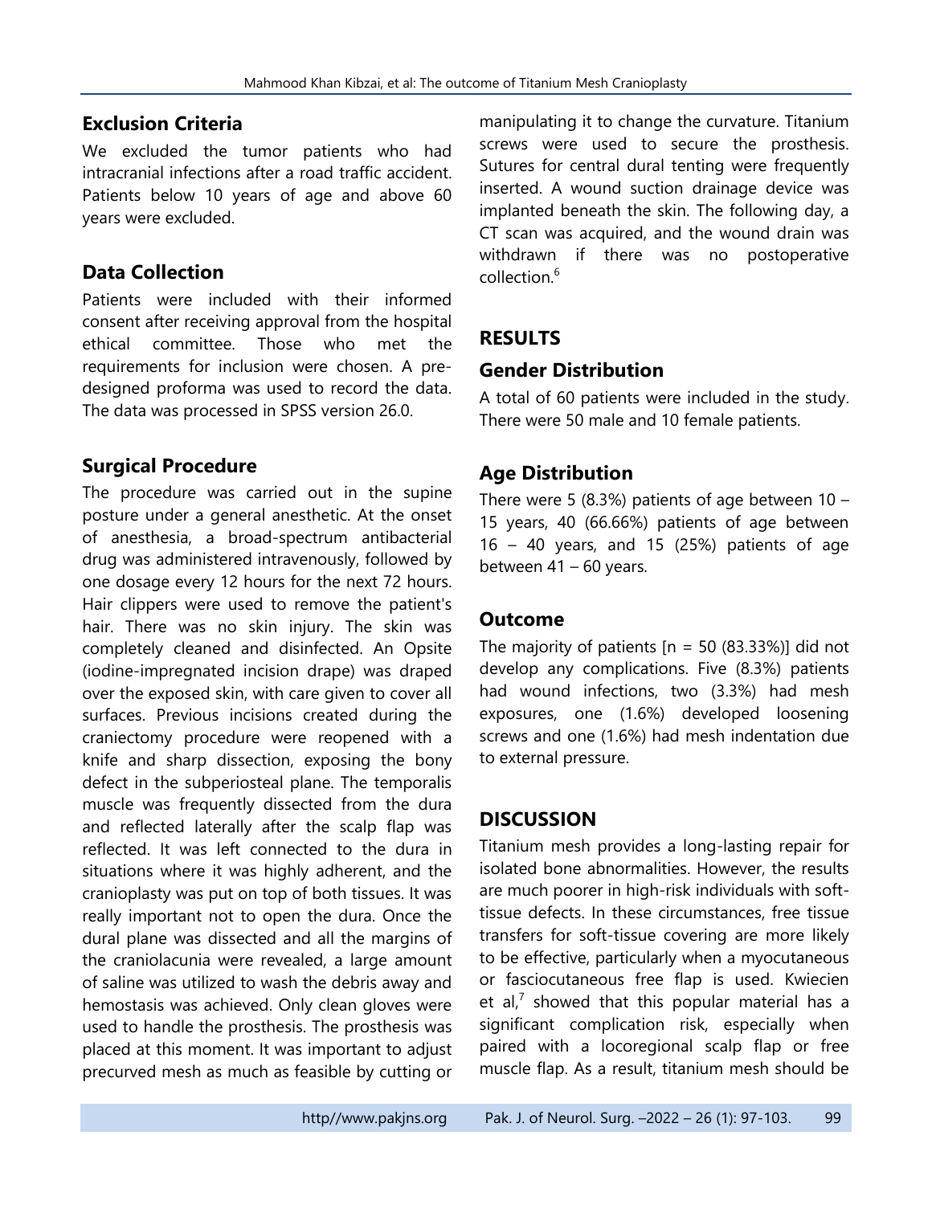## Exclusion Criteria

We excluded the tumor patients who had intracranial infections after a road traffic accident. Patients below 10 years of age and above 60 years were excluded.

## Data Collection

Patients were included with their informed consent after receiving approval from the hospital ethical committee. Those who met the requirements for inclusion were chosen. A pre-designed proforma was used to record the data. The data was processed in SPSS version 26.0.

## Surgical Procedure

The procedure was carried out in the supine posture under a general anesthetic. At the onset of anesthesia, a broad-spectrum antibacterial drug was administered intravenously, followed by one dosage every 12 hours for the next 72 hours. Hair clippers were used to remove the patient's hair. There was no skin injury. The skin was completely cleaned and disinfected. An Opsite (iodine-impregnated incision drape) was draped over the exposed skin, with care given to cover all surfaces. Previous incisions created during the craniectomy procedure were reopened with a knife and sharp dissection, exposing the bony defect in the subperiosteal plane. The temporalis muscle was frequently dissected from the dura and reflected laterally after the scalp flap was reflected. It was left connected to the dura in situations where it was highly adherent, and the cranioplasty was put on top of both tissues. It was really important not to open the dura. Once the dural plane was dissected and all the margins of the craniolacunia were revealed, a large amount of saline was utilized to wash the debris away and hemostasis was achieved. Only clean gloves were used to handle the prosthesis. The prosthesis was placed at this moment. It was important to adjust precurved mesh as much as feasible by cutting or manipulating it to change the curvature. Titanium screws were used to secure the prosthesis. Sutures for central dural tenting were frequently inserted. A wound suction drainage device was implanted beneath the skin. The following day, a CT scan was acquired, and the wound drain was withdrawn if there was no postoperative collection.[6]

# RESULTS

## Gender Distribution

A total of 60 patients were included in the study. There were 50 male and 10 female patients.

## Age Distribution

There were 5 (8.3%) patients of age between 10 – 15 years, 40 (66.66%) patients of age between 16 – 40 years, and 15 (25%) patients of age between 41 – 60 years.

## Outcome

The majority of patients [n = 50 (83.33%)] did not develop any complications. Five (8.3%) patients had wound infections, two (3.3%) had mesh exposures, one (1.6%) developed loosening screws and one (1.6%) had mesh indentation due to external pressure.

# DISCUSSION

Titanium mesh provides a long-lasting repair for isolated bone abnormalities. However, the results are much poorer in high-risk individuals with soft-tissue defects. In these circumstances, free tissue transfers for soft-tissue covering are more likely to be effective, particularly when a myocutaneous or fasciocutaneous free flap is used. Kwiecien et al,[7] showed that this popular material has a significant complication risk, especially when paired with a locoregional scalp flap or free muscle flap. As a result, titanium mesh should be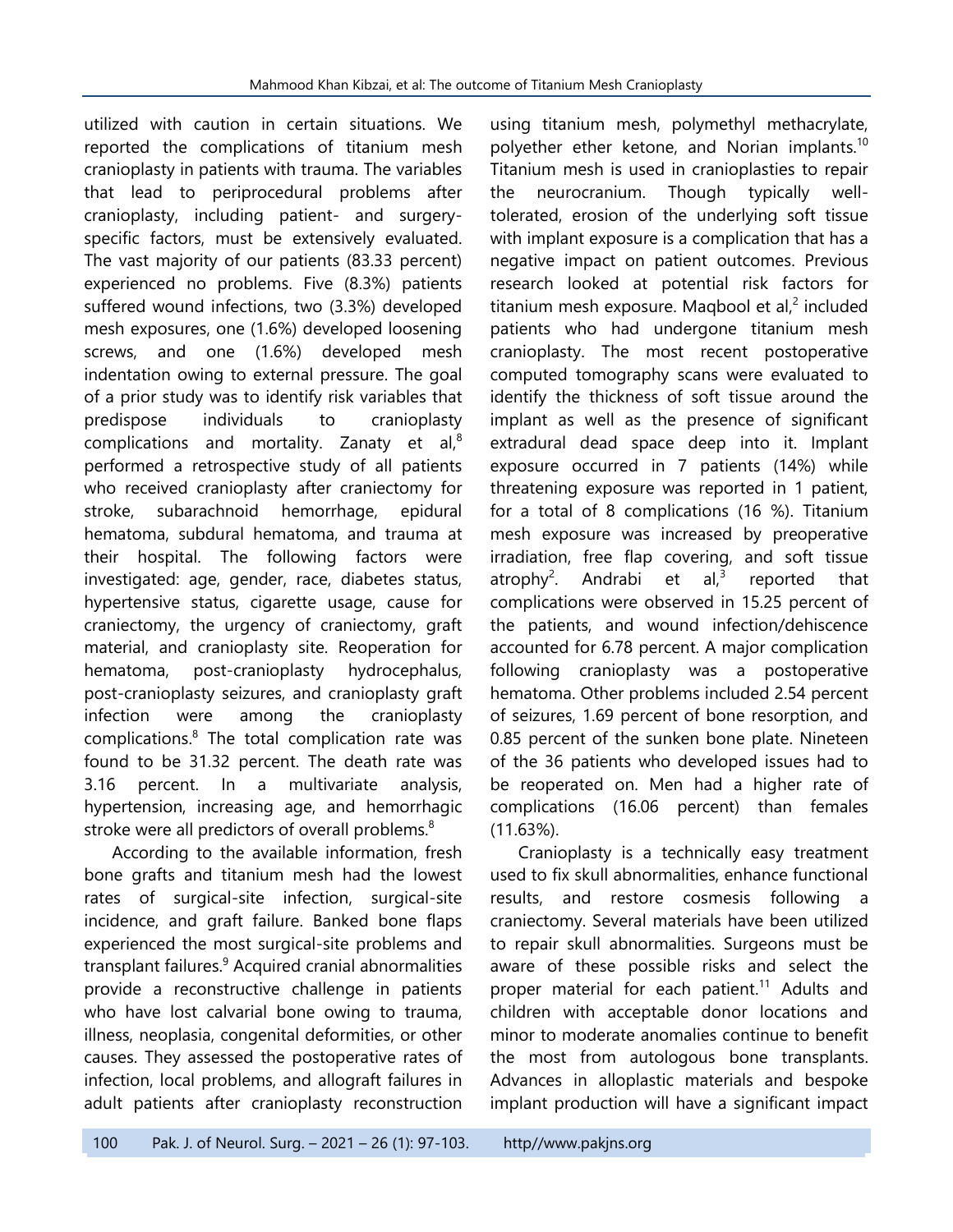utilized with caution in certain situations. We reported the complications of titanium mesh cranioplasty in patients with trauma. The variables that lead to periprocedural problems after cranioplasty, including patient- and surgery-specific factors, must be extensively evaluated. The vast majority of our patients (83.33 percent) experienced no problems. Five (8.3%) patients suffered wound infections, two (3.3%) developed mesh exposures, one (1.6%) developed loosening screws, and one (1.6%) developed mesh indentation owing to external pressure. The goal of a prior study was to identify risk variables that predispose individuals to cranioplasty complications and mortality. Zanaty et al,[8] performed a retrospective study of all patients who received cranioplasty after craniectomy for stroke, subarachnoid hemorrhage, epidural hematoma, subdural hematoma, and trauma at their hospital. The following factors were investigated: age, gender, race, diabetes status, hypertensive status, cigarette usage, cause for craniectomy, the urgency of craniectomy, graft material, and cranioplasty site. Reoperation for hematoma, post-cranioplasty hydrocephalus, post-cranioplasty seizures, and cranioplasty graft infection were among the cranioplasty complications.[8] The total complication rate was found to be 31.32 percent. The death rate was 3.16 percent. In a multivariate analysis, hypertension, increasing age, and hemorrhagic stroke were all predictors of overall problems.[8]

According to the available information, fresh bone grafts and titanium mesh had the lowest rates of surgical-site infection, surgical-site incidence, and graft failure. Banked bone flaps experienced the most surgical-site problems and transplant failures.[9] Acquired cranial abnormalities provide a reconstructive challenge in patients who have lost calvarial bone owing to trauma, illness, neoplasia, congenital deformities, or other causes. They assessed the postoperative rates of infection, local problems, and allograft failures in adult patients after cranioplasty reconstruction using titanium mesh, polymethyl methacrylate, polyether ether ketone, and Norian implants.[10] Titanium mesh is used in cranioplasties to repair the neurocranium. Though typically well-tolerated, erosion of the underlying soft tissue with implant exposure is a complication that has a negative impact on patient outcomes. Previous research looked at potential risk factors for titanium mesh exposure. Maqbool et al,[2] included patients who had undergone titanium mesh cranioplasty. The most recent postoperative computed tomography scans were evaluated to identify the thickness of soft tissue around the implant as well as the presence of significant extradural dead space deep into it. Implant exposure occurred in 7 patients (14%) while threatening exposure was reported in 1 patient, for a total of 8 complications (16 %). Titanium mesh exposure was increased by preoperative irradiation, free flap covering, and soft tissue atrophy[2]. Andrabi et al,[3] reported that complications were observed in 15.25 percent of the patients, and wound infection/dehiscence accounted for 6.78 percent. A major complication following cranioplasty was a postoperative hematoma. Other problems included 2.54 percent of seizures, 1.69 percent of bone resorption, and 0.85 percent of the sunken bone plate. Nineteen of the 36 patients who developed issues had to be reoperated on. Men had a higher rate of complications (16.06 percent) than females (11.63%).

Cranioplasty is a technically easy treatment used to fix skull abnormalities, enhance functional results, and restore cosmesis following a craniectomy. Several materials have been utilized to repair skull abnormalities. Surgeons must be aware of these possible risks and select the proper material for each patient.[11] Adults and children with acceptable donor locations and minor to moderate anomalies continue to benefit the most from autologous bone transplants. Advances in alloplastic materials and bespoke implant production will have a significant impact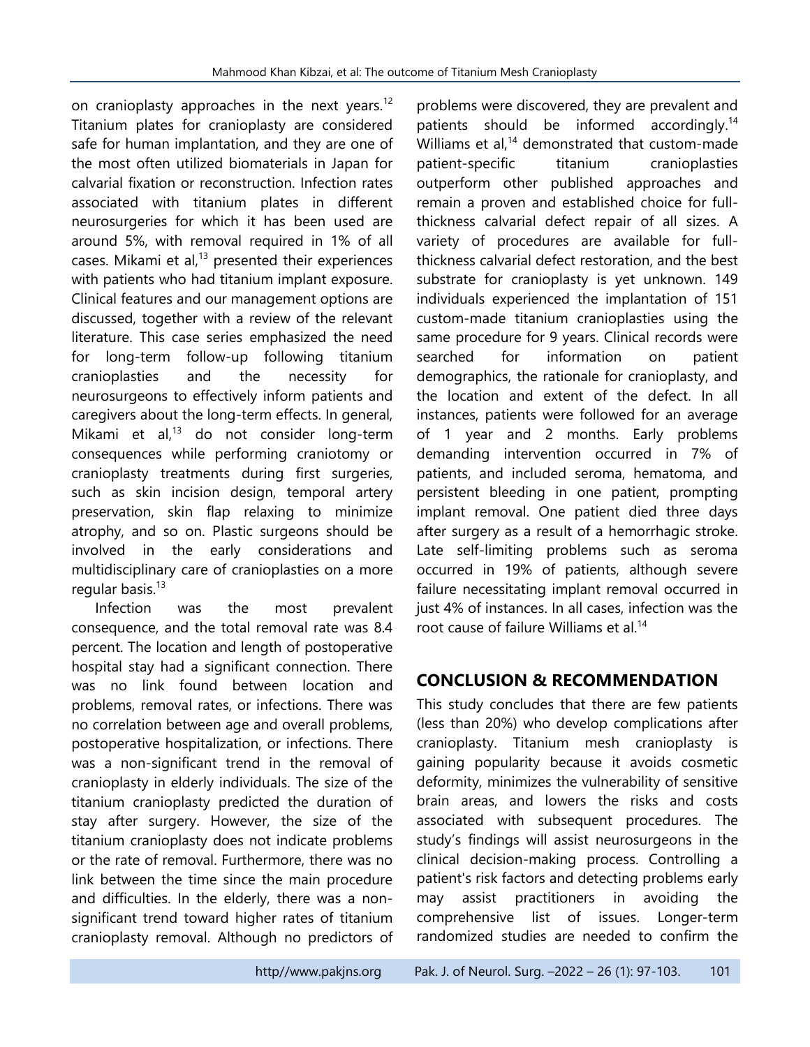on cranioplasty approaches in the next years.[12] Titanium plates for cranioplasty are considered safe for human implantation, and they are one of the most often utilized biomaterials in Japan for calvarial fixation or reconstruction. Infection rates associated with titanium plates in different neurosurgeries for which it has been used are around 5%, with removal required in 1% of all cases. Mikami et al,[13] presented their experiences with patients who had titanium implant exposure. Clinical features and our management options are discussed, together with a review of the relevant literature. This case series emphasized the need for long-term follow-up following titanium cranioplasties and the necessity for neurosurgeons to effectively inform patients and caregivers about the long-term effects. In general, Mikami et al,[13] do not consider long-term consequences while performing craniotomy or cranioplasty treatments during first surgeries, such as skin incision design, temporal artery preservation, skin flap relaxing to minimize atrophy, and so on. Plastic surgeons should be involved in the early considerations and multidisciplinary care of cranioplasties on a more regular basis.[13]

Infection was the most prevalent consequence, and the total removal rate was 8.4 percent. The location and length of postoperative hospital stay had a significant connection. There was no link found between location and problems, removal rates, or infections. There was no correlation between age and overall problems, postoperative hospitalization, or infections. There was a non-significant trend in the removal of cranioplasty in elderly individuals. The size of the titanium cranioplasty predicted the duration of stay after surgery. However, the size of the titanium cranioplasty does not indicate problems or the rate of removal. Furthermore, there was no link between the time since the main procedure and difficulties. In the elderly, there was a non-significant trend toward higher rates of titanium cranioplasty removal. Although no predictors of problems were discovered, they are prevalent and patients should be informed accordingly.[14] Williams et al,[14] demonstrated that custom-made patient-specific titanium cranioplasties outperform other published approaches and remain a proven and established choice for full-thickness calvarial defect repair of all sizes. A variety of procedures are available for full-thickness calvarial defect restoration, and the best substrate for cranioplasty is yet unknown. 149 individuals experienced the implantation of 151 custom-made titanium cranioplasties using the same procedure for 9 years. Clinical records were searched for information on patient demographics, the rationale for cranioplasty, and the location and extent of the defect. In all instances, patients were followed for an average of 1 year and 2 months. Early problems demanding intervention occurred in 7% of patients, and included seroma, hematoma, and persistent bleeding in one patient, prompting implant removal. One patient died three days after surgery as a result of a hemorrhagic stroke. Late self-limiting problems such as seroma occurred in 19% of patients, although severe failure necessitating implant removal occurred in just 4% of instances. In all cases, infection was the root cause of failure Williams et al.[14]

## CONCLUSION & RECOMMENDATION

This study concludes that there are few patients (less than 20%) who develop complications after cranioplasty. Titanium mesh cranioplasty is gaining popularity because it avoids cosmetic deformity, minimizes the vulnerability of sensitive brain areas, and lowers the risks and costs associated with subsequent procedures. The study's findings will assist neurosurgeons in the clinical decision-making process. Controlling a patient's risk factors and detecting problems early may assist practitioners in avoiding the comprehensive list of issues. Longer-term randomized studies are needed to confirm the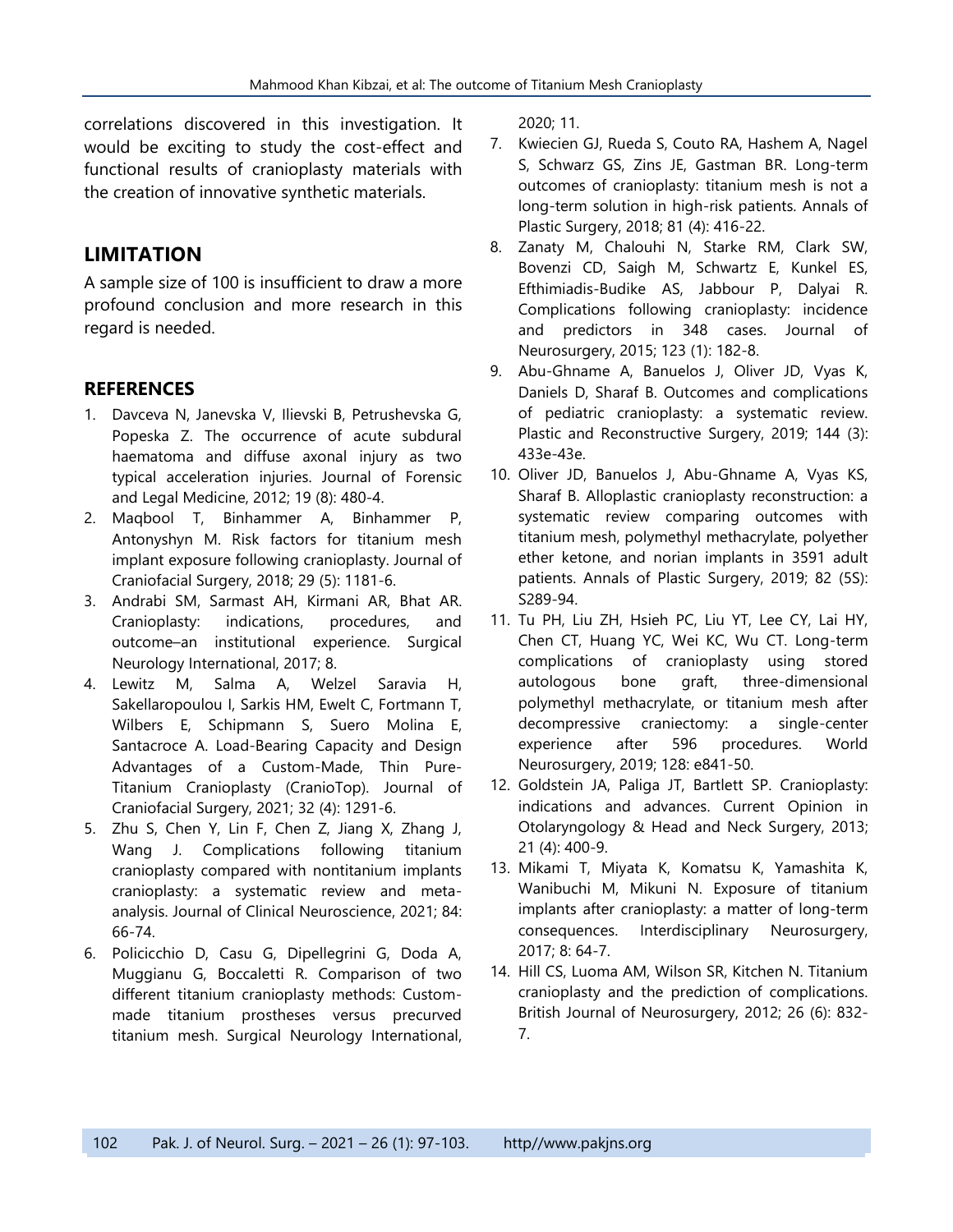correlations discovered in this investigation. It would be exciting to study the cost-effect and functional results of cranioplasty materials with the creation of innovative synthetic materials.

## LIMITATION

A sample size of 100 is insufficient to draw a more profound conclusion and more research in this regard is needed.

## REFERENCES

1. Davceva N, Janevska V, Ilievski B, Petrushevska G, Popeska Z. The occurrence of acute subdural haematoma and diffuse axonal injury as two typical acceleration injuries. Journal of Forensic and Legal Medicine, 2012; 19 (8): 480-4.
2. Maqbool T, Binhammer A, Binhammer P, Antonyshyn M. Risk factors for titanium mesh implant exposure following cranioplasty. Journal of Craniofacial Surgery, 2018; 29 (5): 1181-6.
3. Andrabi SM, Sarmast AH, Kirmani AR, Bhat AR. Cranioplasty: indications, procedures, and outcome–an institutional experience. Surgical Neurology International, 2017; 8.
4. Lewitz M, Salma A, Welzel Saravia H, Sakellaropoulou I, Sarkis HM, Ewelt C, Fortmann T, Wilbers E, Schipmann S, Suero Molina E, Santacroce A. Load-Bearing Capacity and Design Advantages of a Custom-Made, Thin Pure-Titanium Cranioplasty (CranioTop). Journal of Craniofacial Surgery, 2021; 32 (4): 1291-6.
5. Zhu S, Chen Y, Lin F, Chen Z, Jiang X, Zhang J, Wang J. Complications following titanium cranioplasty compared with nontitanium implants cranioplasty: a systematic review and meta-analysis. Journal of Clinical Neuroscience, 2021; 84: 66-74.
6. Policicchio D, Casu G, Dipellegrini G, Doda A, Muggianu G, Boccaletti R. Comparison of two different titanium cranioplasty methods: Custom-made titanium prostheses versus precurved titanium mesh. Surgical Neurology International, 2020; 11.
7. Kwiecien GJ, Rueda S, Couto RA, Hashem A, Nagel S, Schwarz GS, Zins JE, Gastman BR. Long-term outcomes of cranioplasty: titanium mesh is not a long-term solution in high-risk patients. Annals of Plastic Surgery, 2018; 81 (4): 416-22.
8. Zanaty M, Chalouhi N, Starke RM, Clark SW, Bovenzi CD, Saigh M, Schwartz E, Kunkel ES, Efthimiadis-Budike AS, Jabbour P, Dalyai R. Complications following cranioplasty: incidence and predictors in 348 cases. Journal of Neurosurgery, 2015; 123 (1): 182-8.
9. Abu-Ghname A, Banuelos J, Oliver JD, Vyas K, Daniels D, Sharaf B. Outcomes and complications of pediatric cranioplasty: a systematic review. Plastic and Reconstructive Surgery, 2019; 144 (3): 433e-43e.
10. Oliver JD, Banuelos J, Abu-Ghname A, Vyas KS, Sharaf B. Alloplastic cranioplasty reconstruction: a systematic review comparing outcomes with titanium mesh, polymethyl methacrylate, polyether ether ketone, and norian implants in 3591 adult patients. Annals of Plastic Surgery, 2019; 82 (5S): S289-94.
11. Tu PH, Liu ZH, Hsieh PC, Liu YT, Lee CY, Lai HY, Chen CT, Huang YC, Wei KC, Wu CT. Long-term complications of cranioplasty using stored autologous bone graft, three-dimensional polymethyl methacrylate, or titanium mesh after decompressive craniectomy: a single-center experience after 596 procedures. World Neurosurgery, 2019; 128: e841-50.
12. Goldstein JA, Paliga JT, Bartlett SP. Cranioplasty: indications and advances. Current Opinion in Otolaryngology & Head and Neck Surgery, 2013; 21 (4): 400-9.
13. Mikami T, Miyata K, Komatsu K, Yamashita K, Wanibuchi M, Mikuni N. Exposure of titanium implants after cranioplasty: a matter of long-term consequences. Interdisciplinary Neurosurgery, 2017; 8: 64-7.
14. Hill CS, Luoma AM, Wilson SR, Kitchen N. Titanium cranioplasty and the prediction of complications. British Journal of Neurosurgery, 2012; 26 (6): 832-7.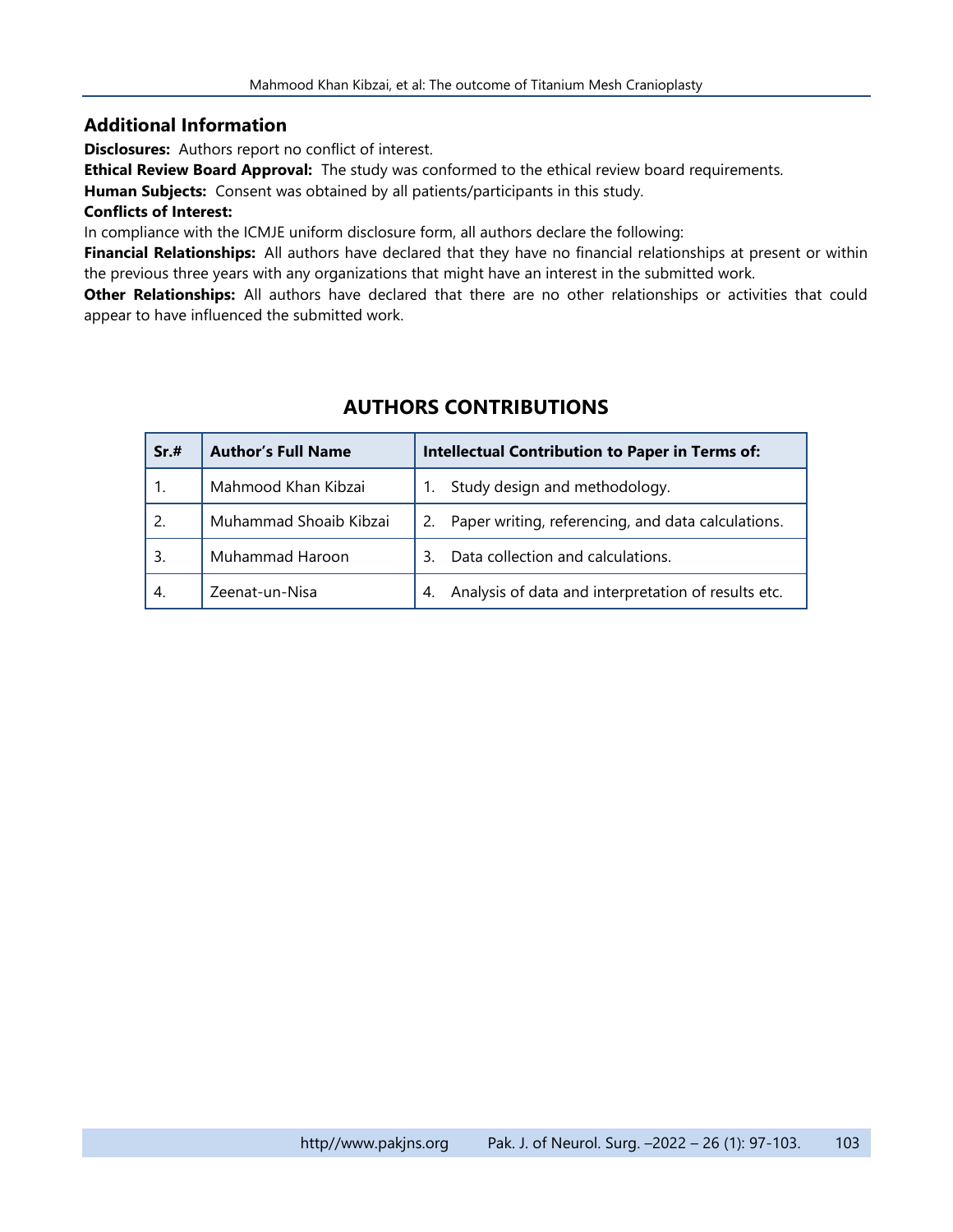## Additional Information

**Disclosures:** Authors report no conflict of interest.

**Ethical Review Board Approval:** The study was conformed to the ethical review board requirements.

**Human Subjects:** Consent was obtained by all patients/participants in this study.

**Conflicts of Interest:**

In compliance with the ICMJE uniform disclosure form, all authors declare the following:

**Financial Relationships:** All authors have declared that they have no financial relationships at present or within the previous three years with any organizations that might have an interest in the submitted work.

**Other Relationships:** All authors have declared that there are no other relationships or activities that could appear to have influenced the submitted work.

## AUTHORS CONTRIBUTIONS

| Sr.# | Author's Full Name | Intellectual Contribution to Paper in Terms of: |
|---|---|---|
| 1. | Mahmood Khan Kibzai | 1. Study design and methodology. |
| 2. | Muhammad Shoaib Kibzai | 2. Paper writing, referencing, and data calculations. |
| 3. | Muhammad Haroon | 3. Data collection and calculations. |
| 4. | Zeenat-un-Nisa | 4. Analysis of data and interpretation of results etc. |